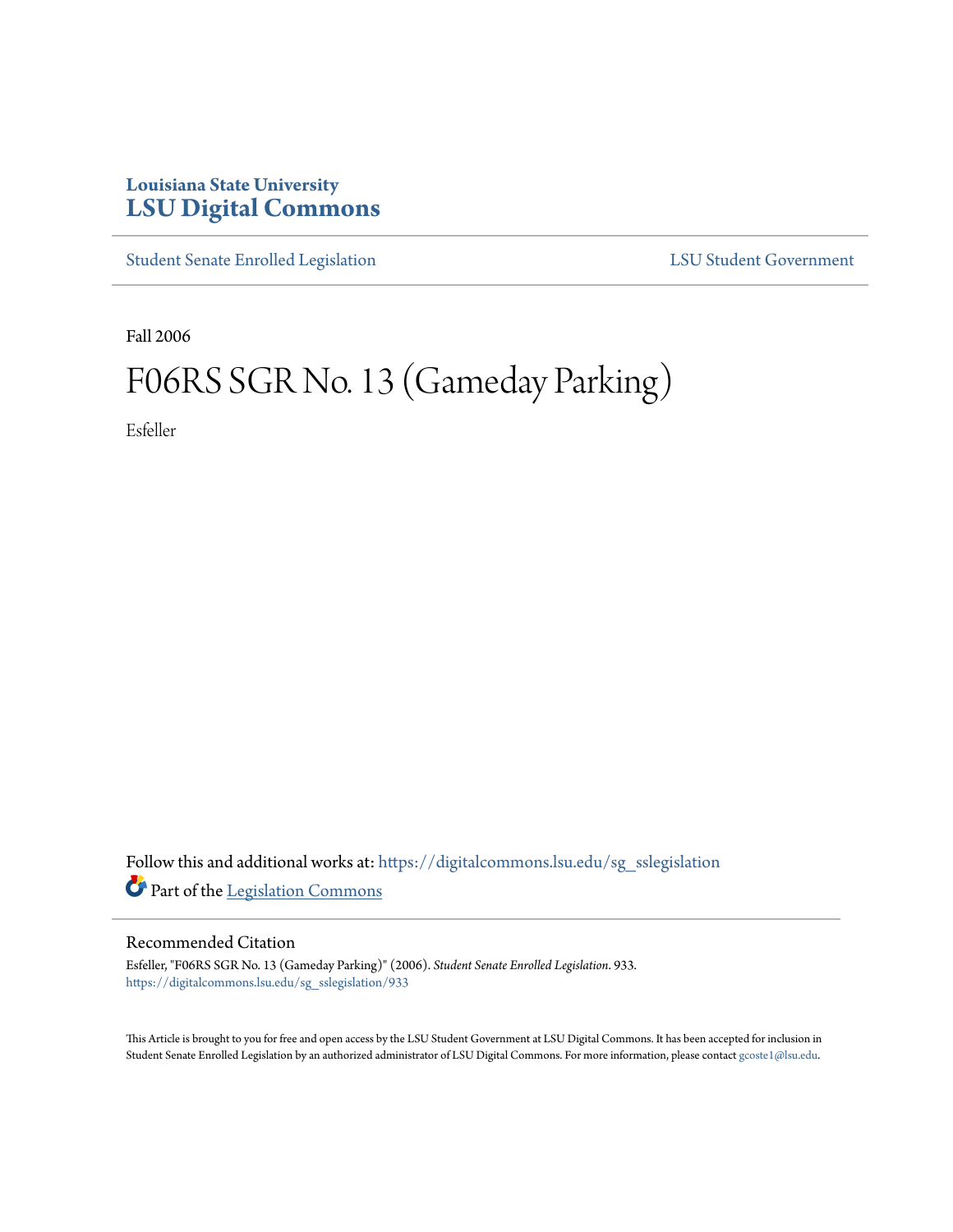Louisiana State University

# LSU Digital Commons

Student Senate Enrolled Legislation | LSU Student Government

Fall 2006

# F06RS SGR No. 13 (Gameday Parking)

Esfeller

Follow this and additional works at: https://digitalcommons.lsu.edu/sg_sslegislation

Part of the Legislation Commons

## Recommended Citation

Esfeller, "F06RS SGR No. 13 (Gameday Parking)" (2006). *Student Senate Enrolled Legislation*. 933.
https://digitalcommons.lsu.edu/sg_sslegislation/933

This Article is brought to you for free and open access by the LSU Student Government at LSU Digital Commons. It has been accepted for inclusion in Student Senate Enrolled Legislation by an authorized administrator of LSU Digital Commons. For more information, please contact gcoste1@lsu.edu.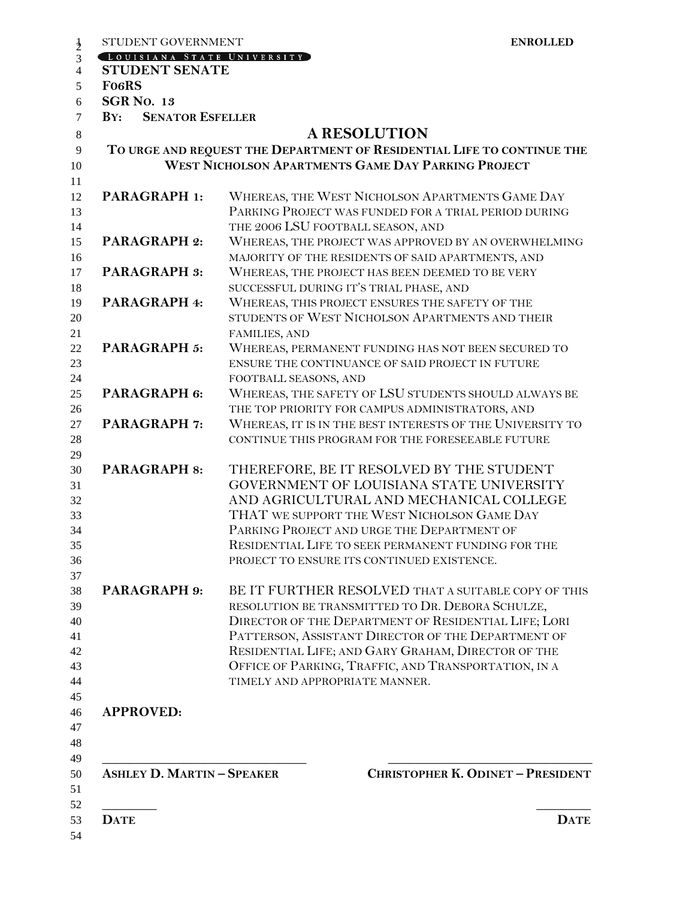STUDENT GOVERNMENT **ENROLLED**

LOUISIANA STATE UNIVERSITY

**STUDENT SENATE**

**F06RS**

**SGR NO. 13**

**BY: SENATOR ESFELLER**

# A RESOLUTION

## TO URGE AND REQUEST THE DEPARTMENT OF RESIDENTIAL LIFE TO CONTINUE THE WEST NICHOLSON APARTMENTS GAME DAY PARKING PROJECT

**PARAGRAPH 1:** WHEREAS, THE WEST NICHOLSON APARTMENTS GAME DAY PARKING PROJECT WAS FUNDED FOR A TRIAL PERIOD DURING THE 2006 LSU FOOTBALL SEASON, AND

**PARAGRAPH 2:** WHEREAS, THE PROJECT WAS APPROVED BY AN OVERWHELMING MAJORITY OF THE RESIDENTS OF SAID APARTMENTS, AND

**PARAGRAPH 3:** WHEREAS, THE PROJECT HAS BEEN DEEMED TO BE VERY SUCCESSFUL DURING IT'S TRIAL PHASE, AND

**PARAGRAPH 4:** WHEREAS, THIS PROJECT ENSURES THE SAFETY OF THE STUDENTS OF WEST NICHOLSON APARTMENTS AND THEIR FAMILIES, AND

**PARAGRAPH 5:** WHEREAS, PERMANENT FUNDING HAS NOT BEEN SECURED TO ENSURE THE CONTINUANCE OF SAID PROJECT IN FUTURE FOOTBALL SEASONS, AND

**PARAGRAPH 6:** WHEREAS, THE SAFETY OF LSU STUDENTS SHOULD ALWAYS BE THE TOP PRIORITY FOR CAMPUS ADMINISTRATORS, AND

**PARAGRAPH 7:** WHEREAS, IT IS IN THE BEST INTERESTS OF THE UNIVERSITY TO CONTINUE THIS PROGRAM FOR THE FORESEEABLE FUTURE

**PARAGRAPH 8:** THEREFORE, BE IT RESOLVED BY THE STUDENT GOVERNMENT OF LOUISIANA STATE UNIVERSITY AND AGRICULTURAL AND MECHANICAL COLLEGE THAT WE SUPPORT THE WEST NICHOLSON GAME DAY PARKING PROJECT AND URGE THE DEPARTMENT OF RESIDENTIAL LIFE TO SEEK PERMANENT FUNDING FOR THE PROJECT TO ENSURE ITS CONTINUED EXISTENCE.

**PARAGRAPH 9:** BE IT FURTHER RESOLVED THAT A SUITABLE COPY OF THIS RESOLUTION BE TRANSMITTED TO DR. DEBORA SCHULZE, DIRECTOR OF THE DEPARTMENT OF RESIDENTIAL LIFE; LORI PATTERSON, ASSISTANT DIRECTOR OF THE DEPARTMENT OF RESIDENTIAL LIFE; AND GARY GRAHAM, DIRECTOR OF THE OFFICE OF PARKING, TRAFFIC, AND TRANSPORTATION, IN A TIMELY AND APPROPRIATE MANNER.

**APPROVED:**

| | |
|---|---|
| ______________________________ | ______________________________ |
| **ASHLEY D. MARTIN – SPEAKER** | **CHRISTOPHER K. ODINET – PRESIDENT** |
| ________ | ________ |
| **DATE** | **DATE** |